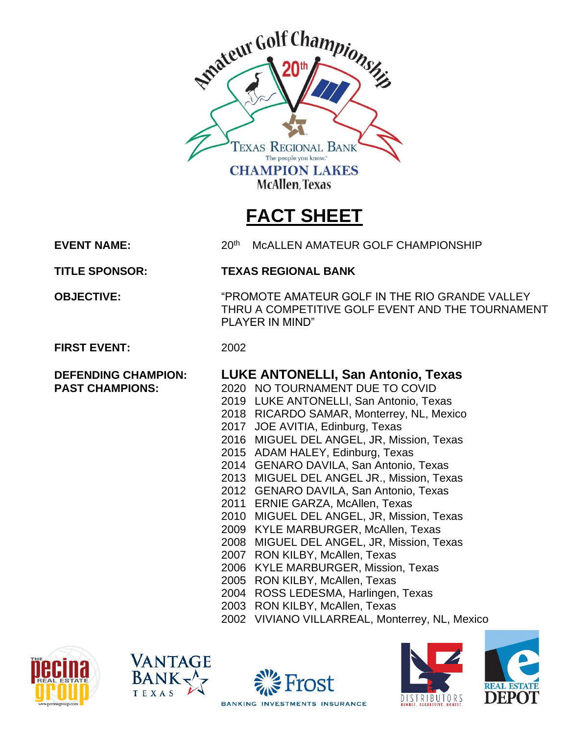Amateur Golf Championship 20th

TEXAS REGIONAL BANK
The people you know.
CHAMPION LAKES
McAllen, Texas

# FACT SHEET

**EVENT NAME:** 20th McALLEN AMATEUR GOLF CHAMPIONSHIP

**TITLE SPONSOR:** **TEXAS REGIONAL BANK**

**OBJECTIVE:** "PROMOTE AMATEUR GOLF IN THE RIO GRANDE VALLEY THRU A COMPETITIVE GOLF EVENT AND THE TOURNAMENT PLAYER IN MIND"

**FIRST EVENT:** 2002

**DEFENDING CHAMPION:** **LUKE ANTONELLI, San Antonio, Texas**

**PAST CHAMPIONS:**

2020 NO TOURNAMENT DUE TO COVID
2019 LUKE ANTONELLI, San Antonio, Texas
2018 RICARDO SAMAR, Monterrey, NL, Mexico
2017 JOE AVITIA, Edinburg, Texas
2016 MIGUEL DEL ANGEL, JR, Mission, Texas
2015 ADAM HALEY, Edinburg, Texas
2014 GENARO DAVILA, San Antonio, Texas
2013 MIGUEL DEL ANGEL JR., Mission, Texas
2012 GENARO DAVILA, San Antonio, Texas
2011 ERNIE GARZA, McAllen, Texas
2010 MIGUEL DEL ANGEL, JR, Mission, Texas
2009 KYLE MARBURGER, McAllen, Texas
2008 MIGUEL DEL ANGEL, JR, Mission, Texas
2007 RON KILBY, McAllen, Texas
2006 KYLE MARBURGER, Mission, Texas
2005 RON KILBY, McAllen, Texas
2004 ROSS LEDESMA, Harlingen, Texas
2003 RON KILBY, McAllen, Texas
2002 VIVIANO VILLARREAL, Monterrey, NL, Mexico

The Pecina Group Real Estate — Vantage Bank Texas — Frost Banking Investments Insurance — LF Distributors — Real Estate Depot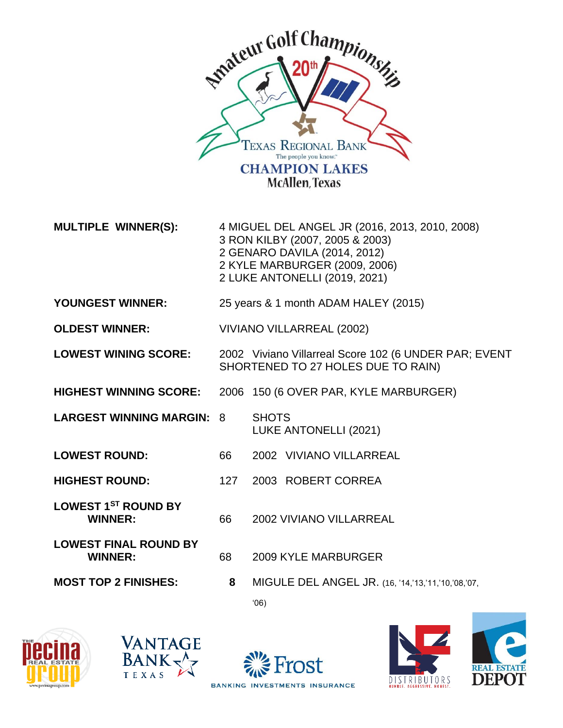Amateur Golf Championship 20th

TEXAS REGIONAL BANK
The people you know.™
CHAMPION LAKES
McAllen, Texas

| | |
|---|---|
| **MULTIPLE WINNER(S):** | 4 MIGUEL DEL ANGEL JR (2016, 2013, 2010, 2008)<br>3 RON KILBY (2007, 2005 & 2003)<br>2 GENARO DAVILA (2014, 2012)<br>2 KYLE MARBURGER (2009, 2006)<br>2 LUKE ANTONELLI (2019, 2021) |
| **YOUNGEST WINNER:** | 25 years & 1 month ADAM HALEY (2015) |
| **OLDEST WINNER:** | VIVIANO VILLARREAL (2002) |
| **LOWEST WINING SCORE:** | 2002 Viviano Villarreal Score 102 (6 UNDER PAR; EVENT SHORTENED TO 27 HOLES DUE TO RAIN) |
| **HIGHEST WINNING SCORE:** | 2006 150 (6 OVER PAR, KYLE MARBURGER) |
| **LARGEST WINNING MARGIN:** | 8 SHOTS<br>LUKE ANTONELLI (2021) |
| **LOWEST ROUND:** | 66 2002 VIVIANO VILLARREAL |
| **HIGHEST ROUND:** | 127 2003 ROBERT CORREA |
| **LOWEST 1ST ROUND BY WINNER:** | 66 2002 VIVIANO VILLARREAL |
| **LOWEST FINAL ROUND BY WINNER:** | 68 2009 KYLE MARBURGER |
| **MOST TOP 2 FINISHES:** | **8** MIGULE DEL ANGEL JR. (16, '14,'13,'11,'10,'08,'07, '06) |

THE pecina REAL ESTATE group www.pecinagroup.com

VANTAGE BANK TEXAS

Frost
BANKING INVESTMENTS INSURANCE

LF DISTRIBUTORS HUMBLE. AGGRESSIVE. HONEST.

REAL ESTATE DEPOT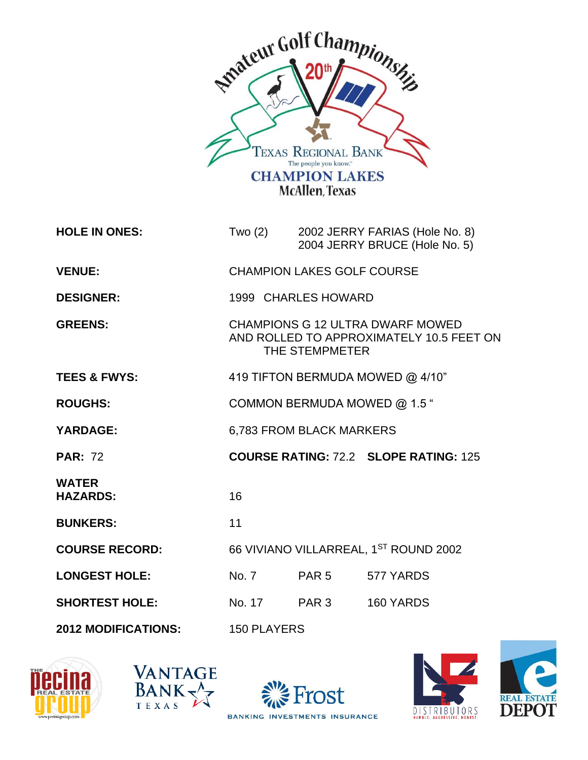Amateur Golf Championship 20th

TEXAS REGIONAL BANK
The people you know.

CHAMPION LAKES
McAllen, Texas

| | | | |
|---|---|---|---|
| **HOLE IN ONES:** | Two (2) | 2002 JERRY FARIAS (Hole No. 8)<br>2004 JERRY BRUCE (Hole No. 5) | |
| **VENUE:** | CHAMPION LAKES GOLF COURSE | | |
| **DESIGNER:** | 1999 CHARLES HOWARD | | |
| **GREENS:** | CHAMPIONS G 12 ULTRA DWARF MOWED AND ROLLED TO APPROXIMATELY 10.5 FEET ON THE STEMPMETER | | |
| **TEES & FWYS:** | 419 TIFTON BERMUDA MOWED @ 4/10" | | |
| **ROUGHS:** | COMMON BERMUDA MOWED @ 1.5 " | | |
| **YARDAGE:** | 6,783 FROM BLACK MARKERS | | |
| **PAR:** 72 | **COURSE RATING:** 72.2 **SLOPE RATING:** 125 | | |
| **WATER HAZARDS:** | 16 | | |
| **BUNKERS:** | 11 | | |
| **COURSE RECORD:** | 66 VIVIANO VILLARREAL, 1ST ROUND 2002 | | |
| **LONGEST HOLE:** | No. 7 | PAR 5 | 577 YARDS |
| **SHORTEST HOLE:** | No. 17 | PAR 3 | 160 YARDS |
| **2012 MODIFICATIONS:** | 150 PLAYERS | | |

The Pecina Real Estate Group — Vantage Bank Texas — Frost Banking Investments Insurance — LF Distributors Humble. Aggressive. Honest. — Real Estate Depot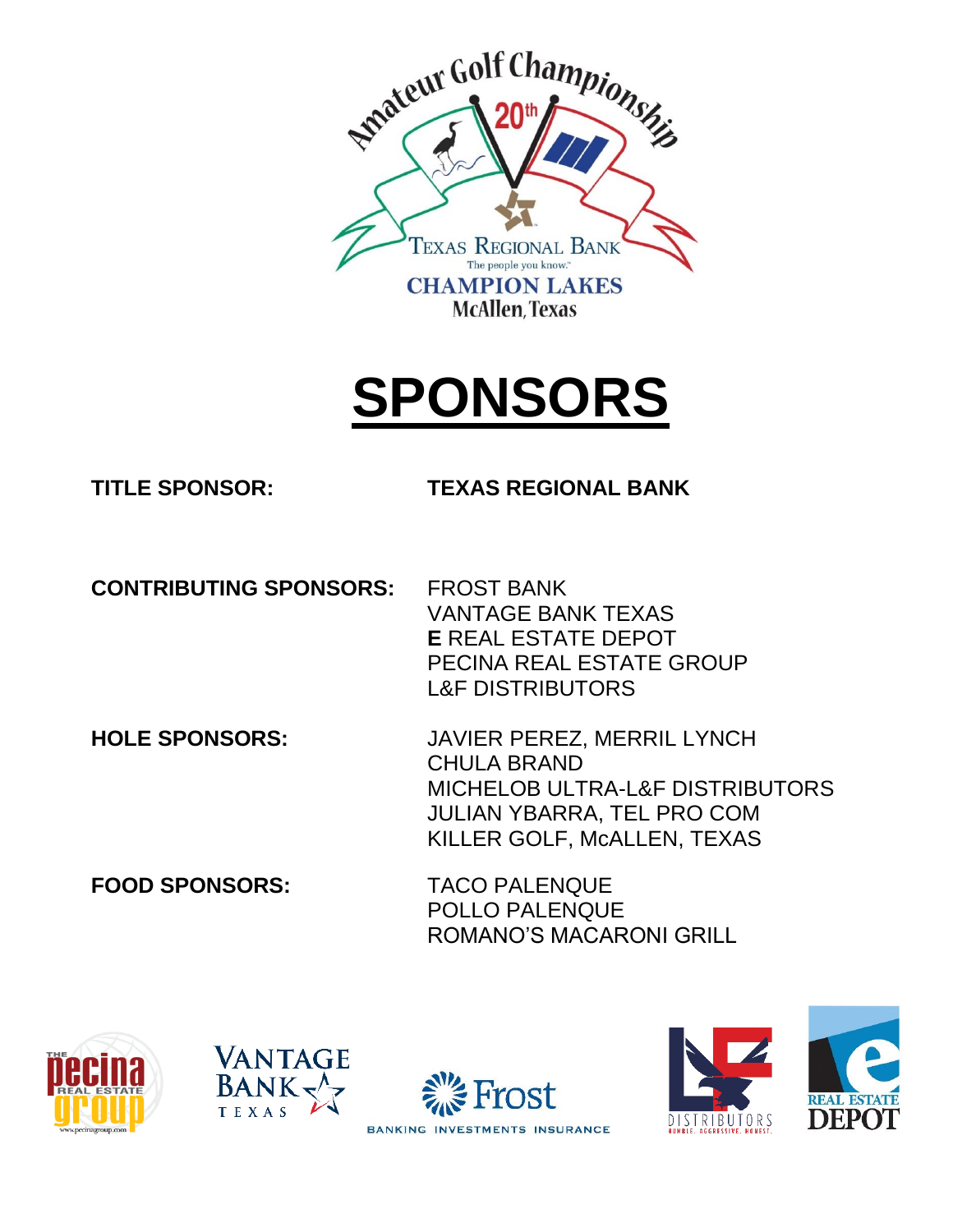# SPONSORS

**TITLE SPONSOR:** **TEXAS REGIONAL BANK**

**CONTRIBUTING SPONSORS:**
FROST BANK
VANTAGE BANK TEXAS
**E** REAL ESTATE DEPOT
PECINA REAL ESTATE GROUP
L&F DISTRIBUTORS

**HOLE SPONSORS:**
JAVIER PEREZ, MERRIL LYNCH
CHULA BRAND
MICHELOB ULTRA-L&F DISTRIBUTORS
JULIAN YBARRA, TEL PRO COM
KILLER GOLF, McALLEN, TEXAS

**FOOD SPONSORS:**
TACO PALENQUE
POLLO PALENQUE
ROMANO'S MACARONI GRILL